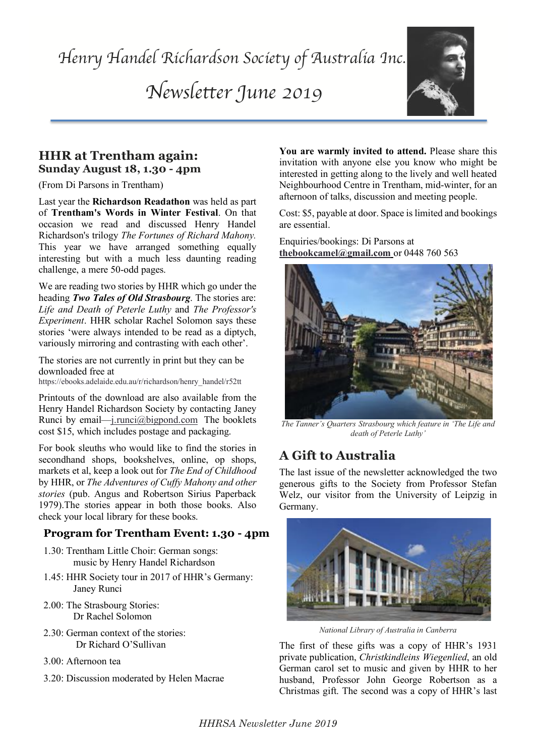# Henry Handel Richardson Society of Australia Inc.

# Newsletter June 2019

## HHR at Trentham again:
### Sunday August 18, 1.30 - 4pm

(From Di Parsons in Trentham)

Last year the **Richardson Readathon** was held as part of **Trentham's Words in Winter Festival**. On that occasion we read and discussed Henry Handel Richardson's trilogy *The Fortunes of Richard Mahony*. This year we have arranged something equally interesting but with a much less daunting reading challenge, a mere 50-odd pages.

We are reading two stories by HHR which go under the heading ***Two Tales of Old Strasbourg***. The stories are: *Life and Death of Peterle Luthy* and *The Professor's Experiment*. HHR scholar Rachel Solomon says these stories 'were always intended to be read as a diptych, variously mirroring and contrasting with each other'.

The stories are not currently in print but they can be downloaded free at
https://ebooks.adelaide.edu.au/r/richardson/henry_handel/r52tt

Printouts of the download are also available from the Henry Handel Richardson Society by contacting Janey Runci by email—j.runci@bigpond.com The booklets cost $15, which includes postage and packaging.

For book sleuths who would like to find the stories in secondhand shops, bookshelves, online, op shops, markets et al, keep a look out for *The End of Childhood* by HHR, or *The Adventures of Cuffy Mahony and other stories* (pub. Angus and Robertson Sirius Paperback 1979).The stories appear in both those books. Also check your local library for these books.

### Program for Trentham Event: 1.30 - 4pm

- 1.30: Trentham Little Choir: German songs: music by Henry Handel Richardson
- 1.45: HHR Society tour in 2017 of HHR's Germany: Janey Runci
- 2.00: The Strasbourg Stories: Dr Rachel Solomon
- 2.30: German context of the stories: Dr Richard O'Sullivan
- 3.00: Afternoon tea
- 3.20: Discussion moderated by Helen Macrae

**You are warmly invited to attend.** Please share this invitation with anyone else you know who might be interested in getting along to the lively and well heated Neighbourhood Centre in Trentham, mid-winter, for an afternoon of talks, discussion and meeting people.

Cost: $5, payable at door. Space is limited and bookings are essential.

Enquiries/bookings: Di Parsons at **thebookcamel@gmail.com** or 0448 760 563

*The Tanner's Quarters Strasbourg which feature in 'The Life and death of Peterle Luthy'*

## A Gift to Australia

The last issue of the newsletter acknowledged the two generous gifts to the Society from Professor Stefan Welz, our visitor from the University of Leipzig in Germany.

*National Library of Australia in Canberra*

The first of these gifts was a copy of HHR's 1931 private publication, *Christkindleins Wiegenlied*, an old German carol set to music and given by HHR to her husband, Professor John George Robertson as a Christmas gift. The second was a copy of HHR's last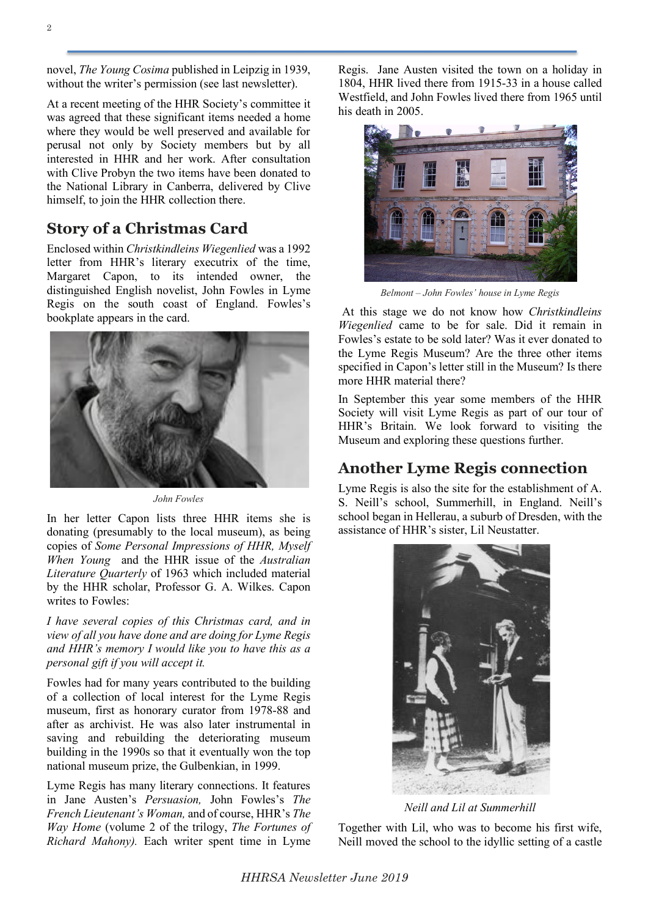novel, *The Young Cosima* published in Leipzig in 1939, without the writer's permission (see last newsletter).

At a recent meeting of the HHR Society's committee it was agreed that these significant items needed a home where they would be well preserved and available for perusal not only by Society members but by all interested in HHR and her work. After consultation with Clive Probyn the two items have been donated to the National Library in Canberra, delivered by Clive himself, to join the HHR collection there.

## Story of a Christmas Card

Enclosed within *Christkindleins Wiegenlied* was a 1992 letter from HHR's literary executrix of the time, Margaret Capon, to its intended owner, the distinguished English novelist, John Fowles in Lyme Regis on the south coast of England. Fowles's bookplate appears in the card.

*John Fowles*

In her letter Capon lists three HHR items she is donating (presumably to the local museum), as being copies of *Some Personal Impressions of HHR, Myself When Young* and the HHR issue of the *Australian Literature Quarterly* of 1963 which included material by the HHR scholar, Professor G. A. Wilkes. Capon writes to Fowles:

*I have several copies of this Christmas card, and in view of all you have done and are doing for Lyme Regis and HHR's memory I would like you to have this as a personal gift if you will accept it.*

Fowles had for many years contributed to the building of a collection of local interest for the Lyme Regis museum, first as honorary curator from 1978-88 and after as archivist. He was also later instrumental in saving and rebuilding the deteriorating museum building in the 1990s so that it eventually won the top national museum prize, the Gulbenkian, in 1999.

Lyme Regis has many literary connections. It features in Jane Austen's *Persuasion,* John Fowles's *The French Lieutenant's Woman,* and of course, HHR's *The Way Home* (volume 2 of the trilogy, *The Fortunes of Richard Mahony).* Each writer spent time in Lyme Regis. Jane Austen visited the town on a holiday in 1804, HHR lived there from 1915-33 in a house called Westfield, and John Fowles lived there from 1965 until his death in 2005.

*Belmont – John Fowles' house in Lyme Regis*

At this stage we do not know how *Christkindleins Wiegenlied* came to be for sale. Did it remain in Fowles's estate to be sold later? Was it ever donated to the Lyme Regis Museum? Are the three other items specified in Capon's letter still in the Museum? Is there more HHR material there?

In September this year some members of the HHR Society will visit Lyme Regis as part of our tour of HHR's Britain. We look forward to visiting the Museum and exploring these questions further.

## Another Lyme Regis connection

Lyme Regis is also the site for the establishment of A. S. Neill's school, Summerhill, in England. Neill's school began in Hellerau, a suburb of Dresden, with the assistance of HHR's sister, Lil Neustatter.

*Neill and Lil at Summerhill*

Together with Lil, who was to become his first wife, Neill moved the school to the idyllic setting of a castle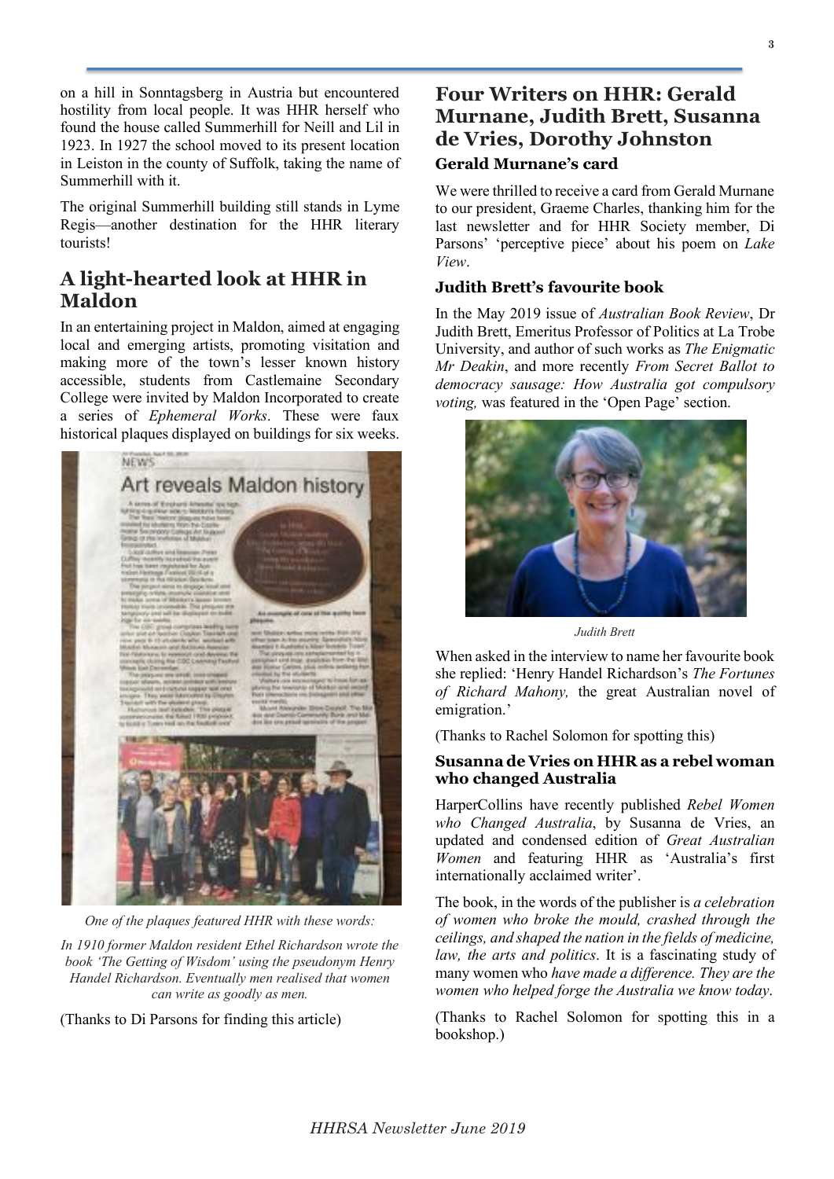on a hill in Sonntagsberg in Austria but encountered hostility from local people. It was HHR herself who found the house called Summerhill for Neill and Lil in 1923. In 1927 the school moved to its present location in Leiston in the county of Suffolk, taking the name of Summerhill with it.

The original Summerhill building still stands in Lyme Regis—another destination for the HHR literary tourists!

## A light-hearted look at HHR in Maldon

In an entertaining project in Maldon, aimed at engaging local and emerging artists, promoting visitation and making more of the town's lesser known history accessible, students from Castlemaine Secondary College were invited by Maldon Incorporated to create a series of *Ephemeral Works*. These were faux historical plaques displayed on buildings for six weeks.

*One of the plaques featured HHR with these words:*

*In 1910 former Maldon resident Ethel Richardson wrote the book 'The Getting of Wisdom' using the pseudonym Henry Handel Richardson. Eventually men realised that women can write as goodly as men.*

(Thanks to Di Parsons for finding this article)

## Four Writers on HHR: Gerald Murnane, Judith Brett, Susanna de Vries, Dorothy Johnston

### Gerald Murnane's card

We were thrilled to receive a card from Gerald Murnane to our president, Graeme Charles, thanking him for the last newsletter and for HHR Society member, Di Parsons' 'perceptive piece' about his poem on *Lake View*.

### Judith Brett's favourite book

In the May 2019 issue of *Australian Book Review*, Dr Judith Brett, Emeritus Professor of Politics at La Trobe University, and author of such works as *The Enigmatic Mr Deakin*, and more recently *From Secret Ballot to democracy sausage: How Australia got compulsory voting,* was featured in the 'Open Page' section.

*Judith Brett*

When asked in the interview to name her favourite book she replied: 'Henry Handel Richardson's *The Fortunes of Richard Mahony,* the great Australian novel of emigration.'

(Thanks to Rachel Solomon for spotting this)

### Susanna de Vries on HHR as a rebel woman who changed Australia

HarperCollins have recently published *Rebel Women who Changed Australia*, by Susanna de Vries, an updated and condensed edition of *Great Australian Women* and featuring HHR as 'Australia's first internationally acclaimed writer'.

The book, in the words of the publisher is *a celebration of women who broke the mould, crashed through the ceilings, and shaped the nation in the fields of medicine, law, the arts and politics*. It is a fascinating study of many women who *have made a difference. They are the women who helped forge the Australia we know today*.

(Thanks to Rachel Solomon for spotting this in a bookshop.)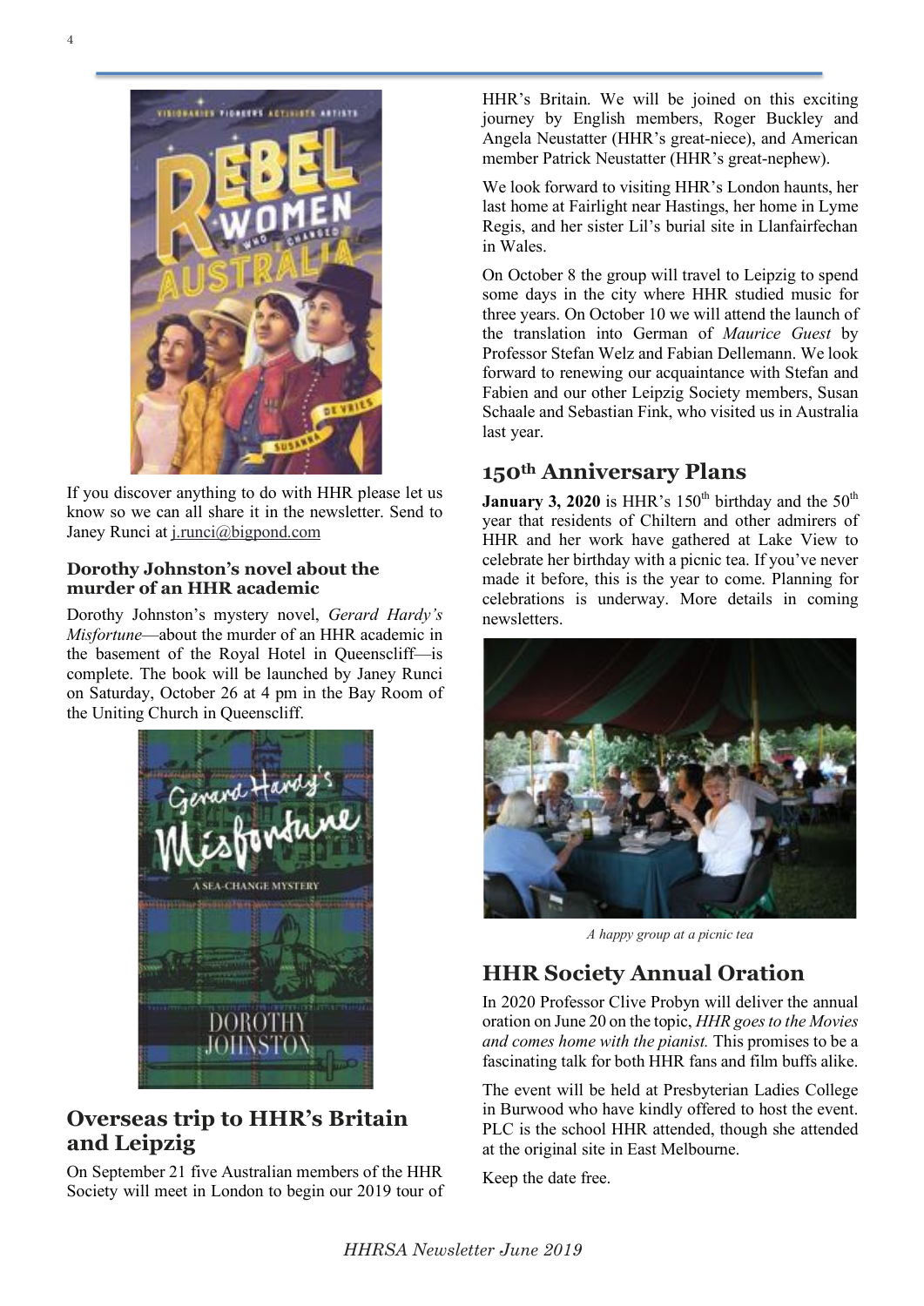If you discover anything to do with HHR please let us know so we can all share it in the newsletter. Send to Janey Runci at j.runci@bigpond.com

### Dorothy Johnston's novel about the murder of an HHR academic

Dorothy Johnston's mystery novel, *Gerard Hardy's Misfortune*—about the murder of an HHR academic in the basement of the Royal Hotel in Queenscliff—is complete. The book will be launched by Janey Runci on Saturday, October 26 at 4 pm in the Bay Room of the Uniting Church in Queenscliff.

## Overseas trip to HHR's Britain and Leipzig

On September 21 five Australian members of the HHR Society will meet in London to begin our 2019 tour of HHR's Britain. We will be joined on this exciting journey by English members, Roger Buckley and Angela Neustatter (HHR's great-niece), and American member Patrick Neustatter (HHR's great-nephew).

We look forward to visiting HHR's London haunts, her last home at Fairlight near Hastings, her home in Lyme Regis, and her sister Lil's burial site in Llanfairfechan in Wales.

On October 8 the group will travel to Leipzig to spend some days in the city where HHR studied music for three years. On October 10 we will attend the launch of the translation into German of *Maurice Guest* by Professor Stefan Welz and Fabian Dellemann. We look forward to renewing our acquaintance with Stefan and Fabien and our other Leipzig Society members, Susan Schaale and Sebastian Fink, who visited us in Australia last year.

## 150th Anniversary Plans

**January 3, 2020** is HHR's 150th birthday and the 50th year that residents of Chiltern and other admirers of HHR and her work have gathered at Lake View to celebrate her birthday with a picnic tea. If you've never made it before, this is the year to come. Planning for celebrations is underway. More details in coming newsletters.

*A happy group at a picnic tea*

## HHR Society Annual Oration

In 2020 Professor Clive Probyn will deliver the annual oration on June 20 on the topic, *HHR goes to the Movies and comes home with the pianist.* This promises to be a fascinating talk for both HHR fans and film buffs alike.

The event will be held at Presbyterian Ladies College in Burwood who have kindly offered to host the event. PLC is the school HHR attended, though she attended at the original site in East Melbourne.

Keep the date free.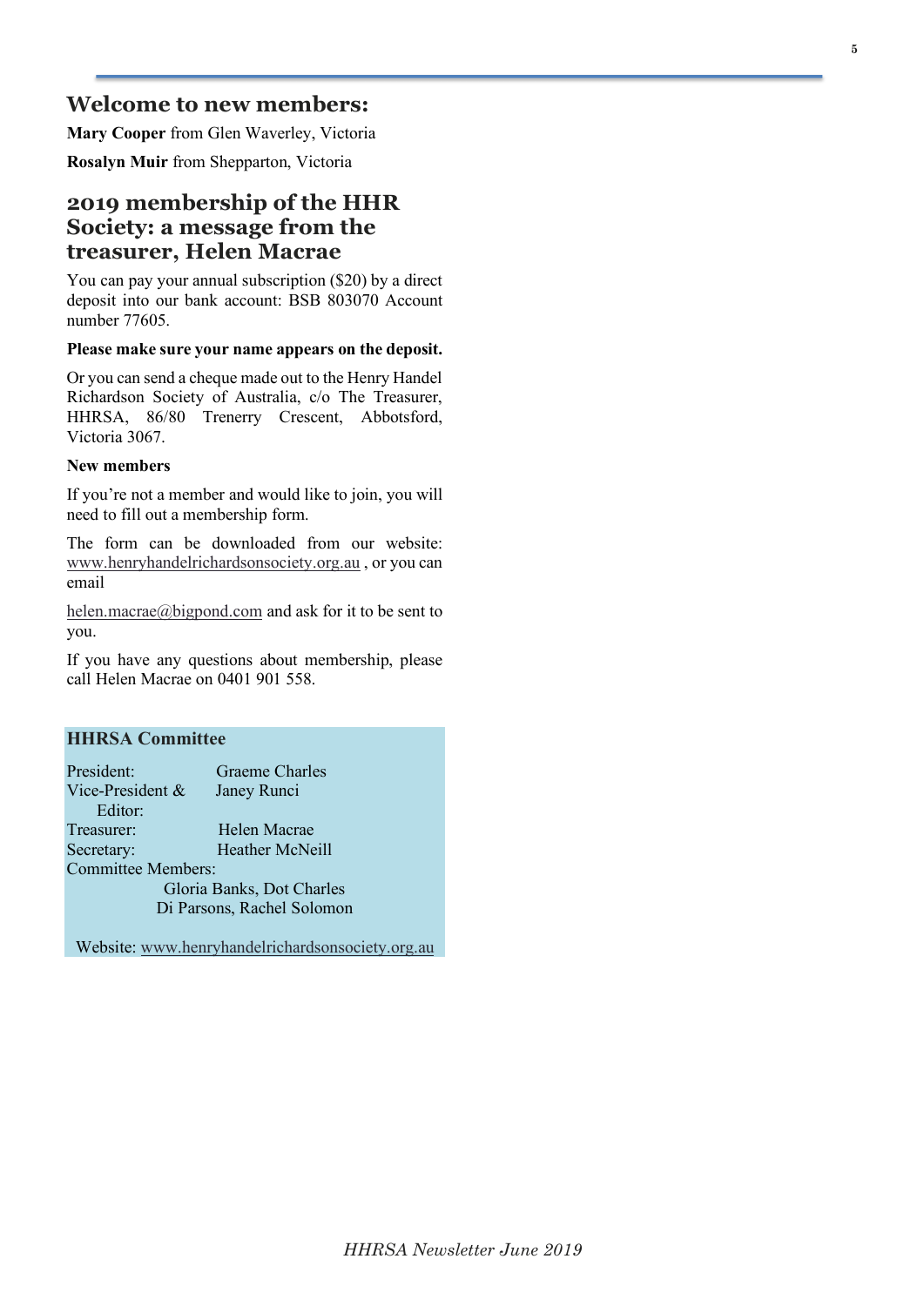## Welcome to new members:

**Mary Cooper** from Glen Waverley, Victoria

**Rosalyn Muir** from Shepparton, Victoria

## 2019 membership of the HHR Society: a message from the treasurer, Helen Macrae

You can pay your annual subscription ($20) by a direct deposit into our bank account: BSB 803070 Account number 77605.

**Please make sure your name appears on the deposit.**

Or you can send a cheque made out to the Henry Handel Richardson Society of Australia, c/o The Treasurer, HHRSA, 86/80 Trenerry Crescent, Abbotsford, Victoria 3067.

**New members**

If you're not a member and would like to join, you will need to fill out a membership form.

The form can be downloaded from our website: www.henryhandelrichardsonsociety.org.au , or you can email

helen.macrae@bigpond.com and ask for it to be sent to you.

If you have any questions about membership, please call Helen Macrae on 0401 901 558.

### HHRSA Committee

| | |
|---|---|
| President: | Graeme Charles |
| Vice-President & Editor: | Janey Runci |
| Treasurer: | Helen Macrae |
| Secretary: | Heather McNeill |

Committee Members:

Gloria Banks, Dot Charles
Di Parsons, Rachel Solomon

Website: www.henryhandelrichardsonsociety.org.au